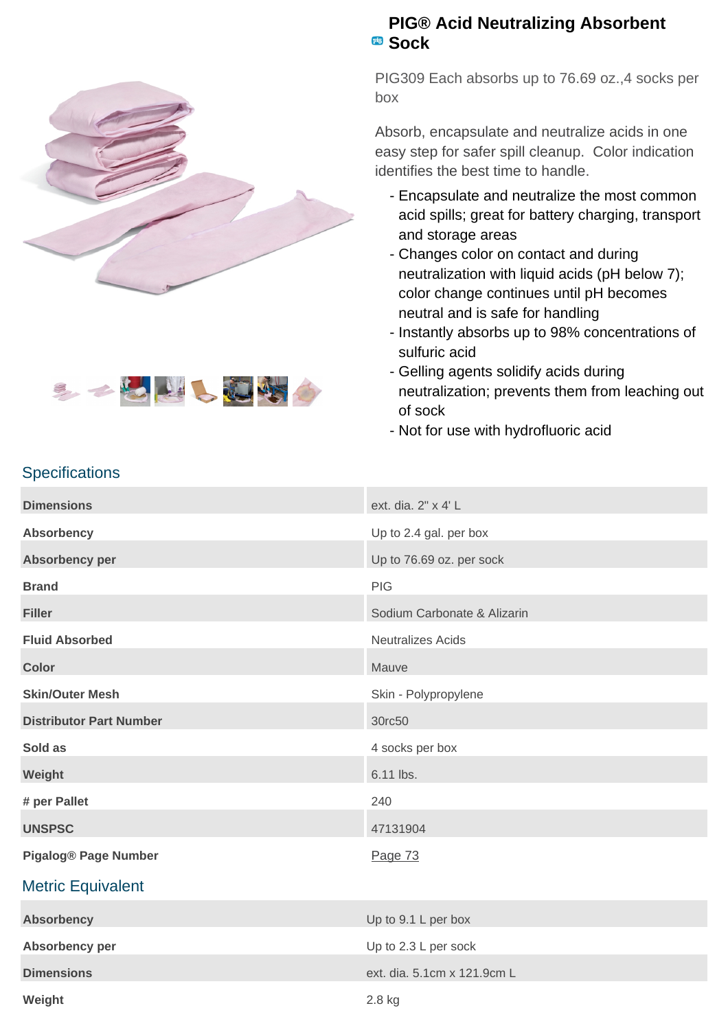# PIG® Acid Neutralizing Absorbent Sock

PIG309 Each absorbs up to 76.69 oz.,4 socks per box

Absorb, encapsulate and neutralize acids in one easy step for safer spill cleanup. Color indication identifies the best time to handle.

- Encapsulate and neutralize the most common acid spills; great for battery charging, transport and storage areas
- Changes color on contact and during neutralization with liquid acids (pH below 7); color change continues until pH becomes neutral and is safe for handling
- Instantly absorbs up to 98% concentrations of sulfuric acid
- Gelling agents solidify acids during neutralization; prevents them from leaching out of sock
- Not for use with hydrofluoric acid

## Specifications

| | |
|---|---|
| **Dimensions** | ext. dia. 2" x 4' L |
| **Absorbency** | Up to 2.4 gal. per box |
| **Absorbency per** | Up to 76.69 oz. per sock |
| **Brand** | PIG |
| **Filler** | Sodium Carbonate & Alizarin |
| **Fluid Absorbed** | Neutralizes Acids |
| **Color** | Mauve |
| **Skin/Outer Mesh** | Skin - Polypropylene |
| **Distributor Part Number** | 30rc50 |
| **Sold as** | 4 socks per box |
| **Weight** | 6.11 lbs. |
| **# per Pallet** | 240 |
| **UNSPSC** | 47131904 |
| **Pigalog® Page Number** | Page 73 |

## Metric Equivalent

| | |
|---|---|
| **Absorbency** | Up to 9.1 L per box |
| **Absorbency per** | Up to 2.3 L per sock |
| **Dimensions** | ext. dia. 5.1cm x 121.9cm L |
| **Weight** | 2.8 kg |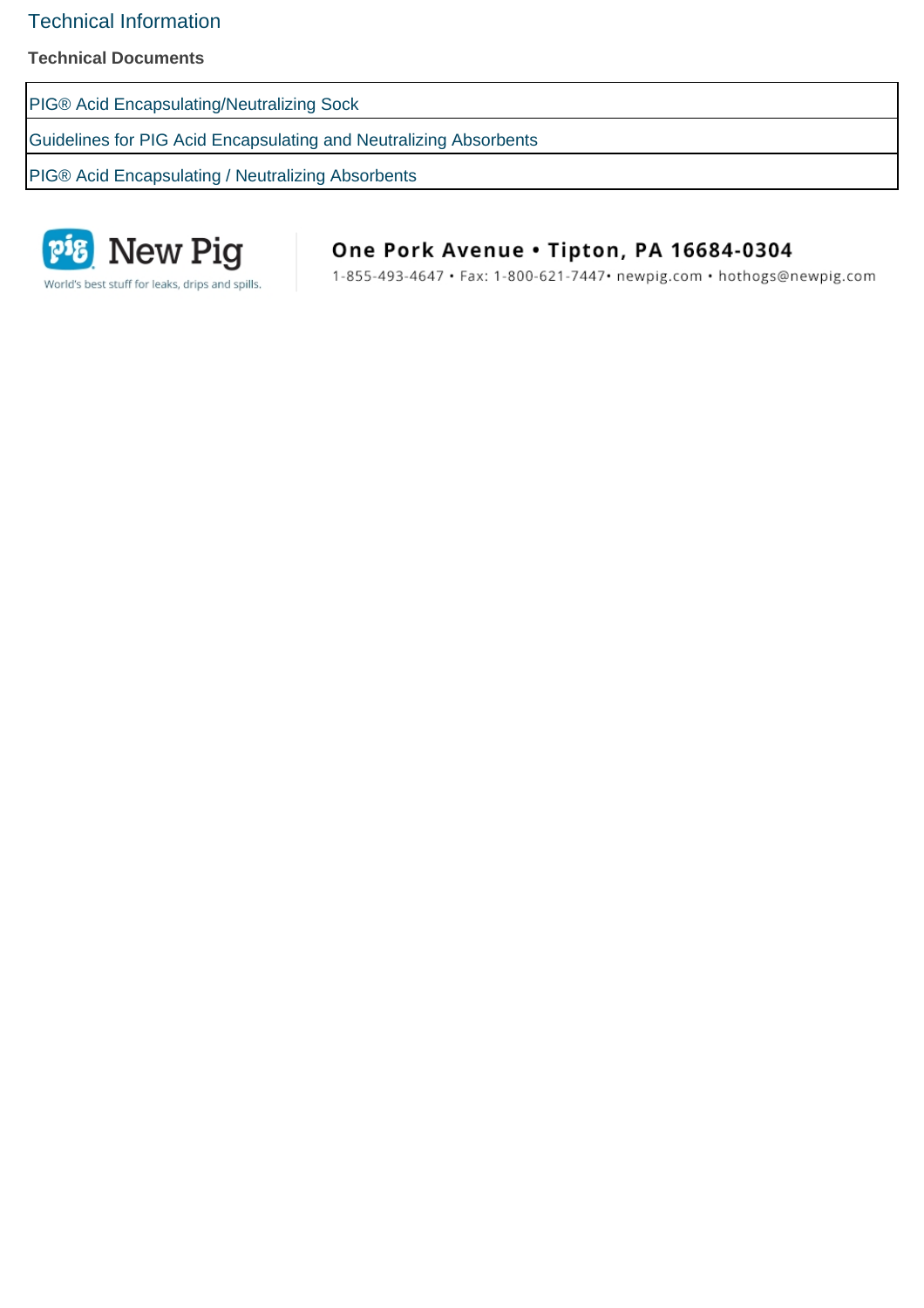## Technical Information

**Technical Documents**

| |
|---|
| PIG® Acid Encapsulating/Neutralizing Sock |
| Guidelines for PIG Acid Encapsulating and Neutralizing Absorbents |
| PIG® Acid Encapsulating / Neutralizing Absorbents |

New Pig

World's best stuff for leaks, drips and spills.

**One Pork Avenue • Tipton, PA 16684-0304**

1-855-493-4647 • Fax: 1-800-621-7447• newpig.com • hothogs@newpig.com